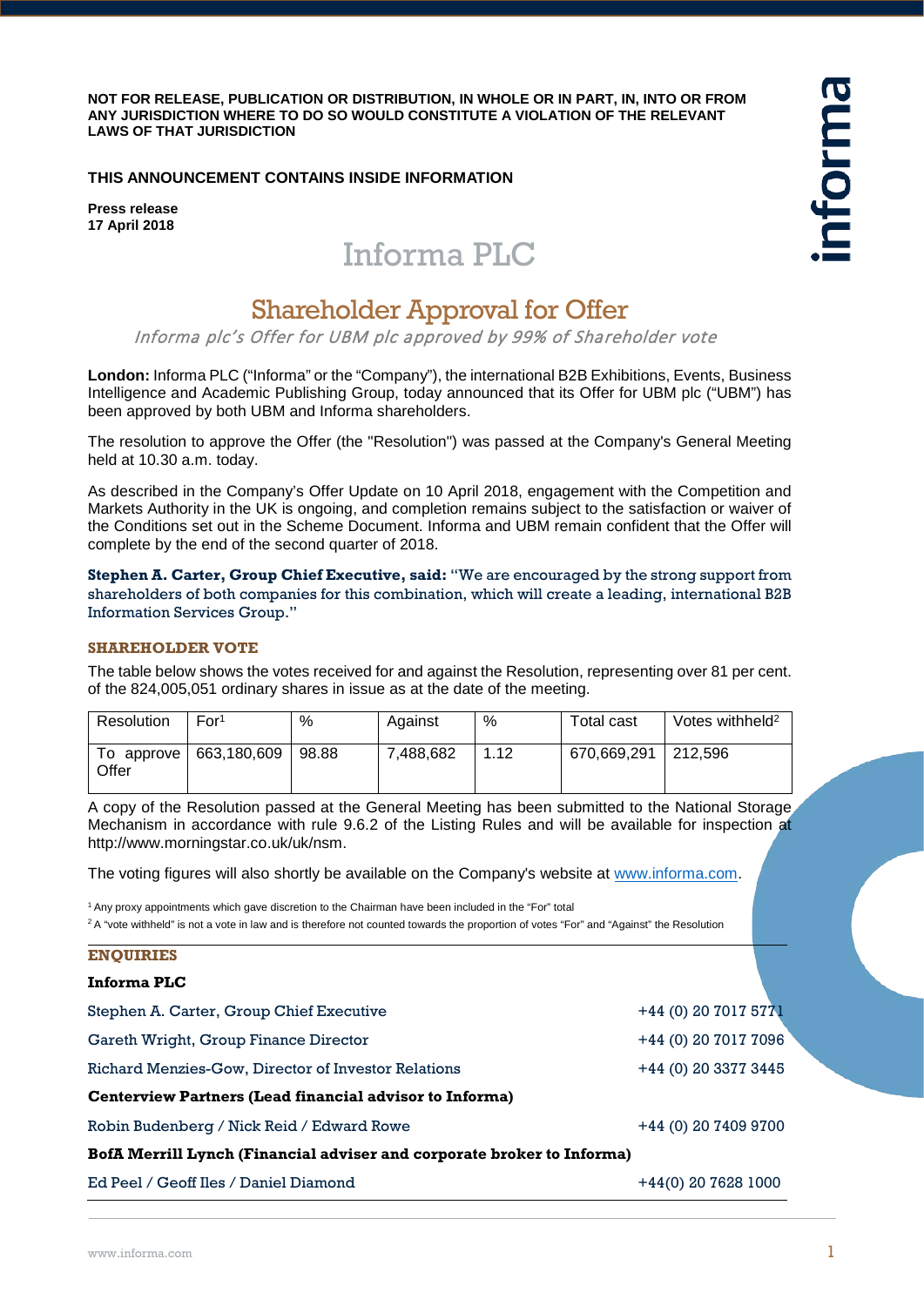**NOT FOR RELEASE, PUBLICATION OR DISTRIBUTION, IN WHOLE OR IN PART, IN, INTO OR FROM ANY JURISDICTION WHERE TO DO SO WOULD CONSTITUTE A VIOLATION OF THE RELEVANT LAWS OF THAT JURISDICTION**

**THIS ANNOUNCEMENT CONTAINS INSIDE INFORMATION**

**Press release**
**17 April 2018**

# Informa PLC

## Shareholder Approval for Offer

*Informa plc's Offer for UBM plc approved by 99% of Shareholder vote*

**London:** Informa PLC ("Informa" or the "Company"), the international B2B Exhibitions, Events, Business Intelligence and Academic Publishing Group, today announced that its Offer for UBM plc ("UBM") has been approved by both UBM and Informa shareholders.

The resolution to approve the Offer (the "Resolution") was passed at the Company's General Meeting held at 10.30 a.m. today.

As described in the Company's Offer Update on 10 April 2018, engagement with the Competition and Markets Authority in the UK is ongoing, and completion remains subject to the satisfaction or waiver of the Conditions set out in the Scheme Document. Informa and UBM remain confident that the Offer will complete by the end of the second quarter of 2018.

**Stephen A. Carter, Group Chief Executive, said:** "We are encouraged by the strong support from shareholders of both companies for this combination, which will create a leading, international B2B Information Services Group."

### SHAREHOLDER VOTE

The table below shows the votes received for and against the Resolution, representing over 81 per cent. of the 824,005,051 ordinary shares in issue as at the date of the meeting.

| Resolution | For[1] | % | Against | % | Total cast | Votes withheld[2] |
|---|---|---|---|---|---|---|
| To approve Offer | 663,180,609 | 98.88 | 7,488,682 | 1.12 | 670,669,291 | 212,596 |

A copy of the Resolution passed at the General Meeting has been submitted to the National Storage Mechanism in accordance with rule 9.6.2 of the Listing Rules and will be available for inspection at http://www.morningstar.co.uk/uk/nsm.

The voting figures will also shortly be available on the Company's website at www.informa.com.

[1] Any proxy appointments which gave discretion to the Chairman have been included in the "For" total

[2] A "vote withheld" is not a vote in law and is therefore not counted towards the proportion of votes "For" and "Against" the Resolution

### ENQUIRIES

**Informa PLC**

| | |
|---|---|
| Stephen A. Carter, Group Chief Executive | +44 (0) 20 7017 5771 |
| Gareth Wright, Group Finance Director | +44 (0) 20 7017 7096 |
| Richard Menzies-Gow, Director of Investor Relations | +44 (0) 20 3377 3445 |

**Centerview Partners (Lead financial advisor to Informa)**

| | |
|---|---|
| Robin Budenberg / Nick Reid / Edward Rowe | +44 (0) 20 7409 9700 |

**BofA Merrill Lynch (Financial adviser and corporate broker to Informa)**

| | |
|---|---|
| Ed Peel / Geoff Iles / Daniel Diamond | +44(0) 20 7628 1000 |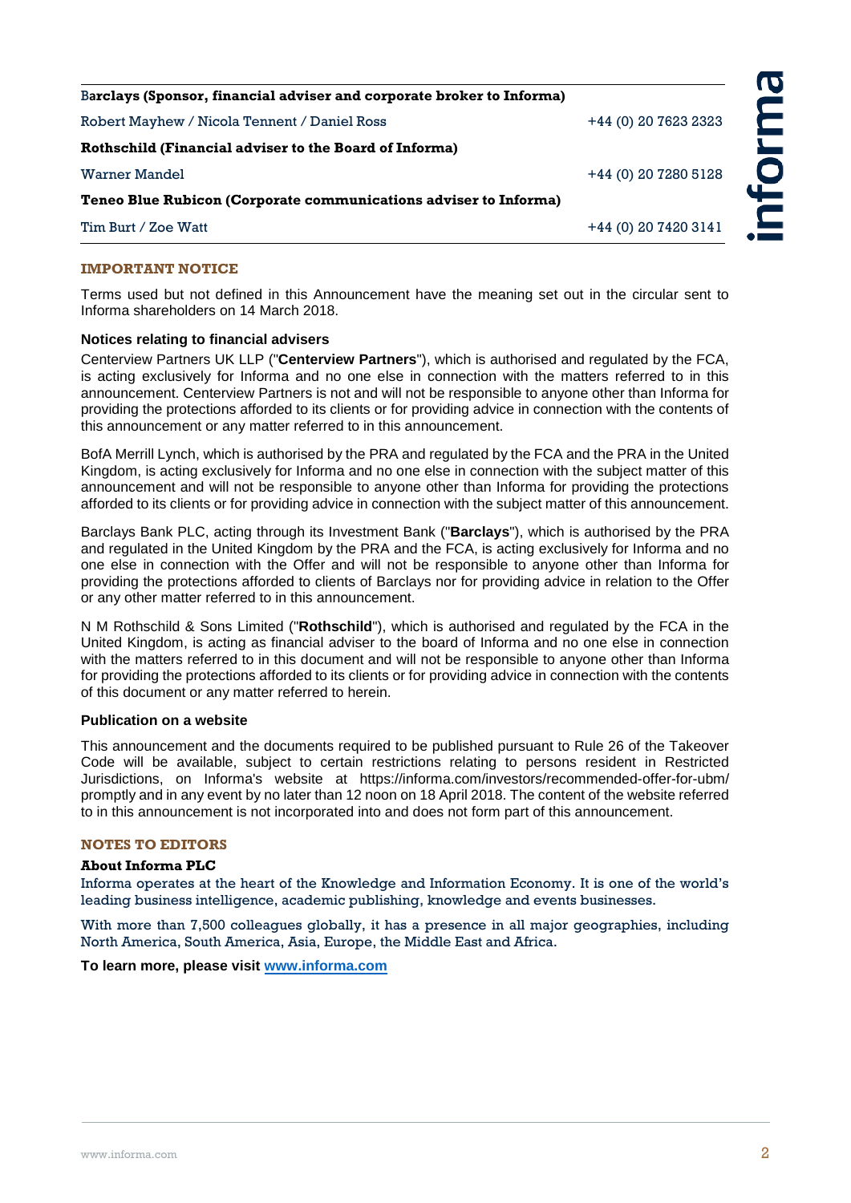| | |
|---|---|
| **Barclays (Sponsor, financial adviser and corporate broker to Informa)** | |
| Robert Mayhew / Nicola Tennent / Daniel Ross | +44 (0) 20 7623 2323 |
| **Rothschild (Financial adviser to the Board of Informa)** | |
| Warner Mandel | +44 (0) 20 7280 5128 |
| **Teneo Blue Rubicon (Corporate communications adviser to Informa)** | |
| Tim Burt / Zoe Watt | +44 (0) 20 7420 3141 |

## IMPORTANT NOTICE

Terms used but not defined in this Announcement have the meaning set out in the circular sent to Informa shareholders on 14 March 2018.

### Notices relating to financial advisers

Centerview Partners UK LLP ("**Centerview Partners**"), which is authorised and regulated by the FCA, is acting exclusively for Informa and no one else in connection with the matters referred to in this announcement. Centerview Partners is not and will not be responsible to anyone other than Informa for providing the protections afforded to its clients or for providing advice in connection with the contents of this announcement or any matter referred to in this announcement.

BofA Merrill Lynch, which is authorised by the PRA and regulated by the FCA and the PRA in the United Kingdom, is acting exclusively for Informa and no one else in connection with the subject matter of this announcement and will not be responsible to anyone other than Informa for providing the protections afforded to its clients or for providing advice in connection with the subject matter of this announcement.

Barclays Bank PLC, acting through its Investment Bank ("**Barclays**"), which is authorised by the PRA and regulated in the United Kingdom by the PRA and the FCA, is acting exclusively for Informa and no one else in connection with the Offer and will not be responsible to anyone other than Informa for providing the protections afforded to clients of Barclays nor for providing advice in relation to the Offer or any other matter referred to in this announcement.

N M Rothschild & Sons Limited ("**Rothschild**"), which is authorised and regulated by the FCA in the United Kingdom, is acting as financial adviser to the board of Informa and no one else in connection with the matters referred to in this document and will not be responsible to anyone other than Informa for providing the protections afforded to its clients or for providing advice in connection with the contents of this document or any matter referred to herein.

### Publication on a website

This announcement and the documents required to be published pursuant to Rule 26 of the Takeover Code will be available, subject to certain restrictions relating to persons resident in Restricted Jurisdictions, on Informa's website at https://informa.com/investors/recommended-offer-for-ubm/ promptly and in any event by no later than 12 noon on 18 April 2018. The content of the website referred to in this announcement is not incorporated into and does not form part of this announcement.

## NOTES TO EDITORS

### About Informa PLC

Informa operates at the heart of the Knowledge and Information Economy. It is one of the world's leading business intelligence, academic publishing, knowledge and events businesses.

With more than 7,500 colleagues globally, it has a presence in all major geographies, including North America, South America, Asia, Europe, the Middle East and Africa.

**To learn more, please visit [www.informa.com](http://www.informa.com)**